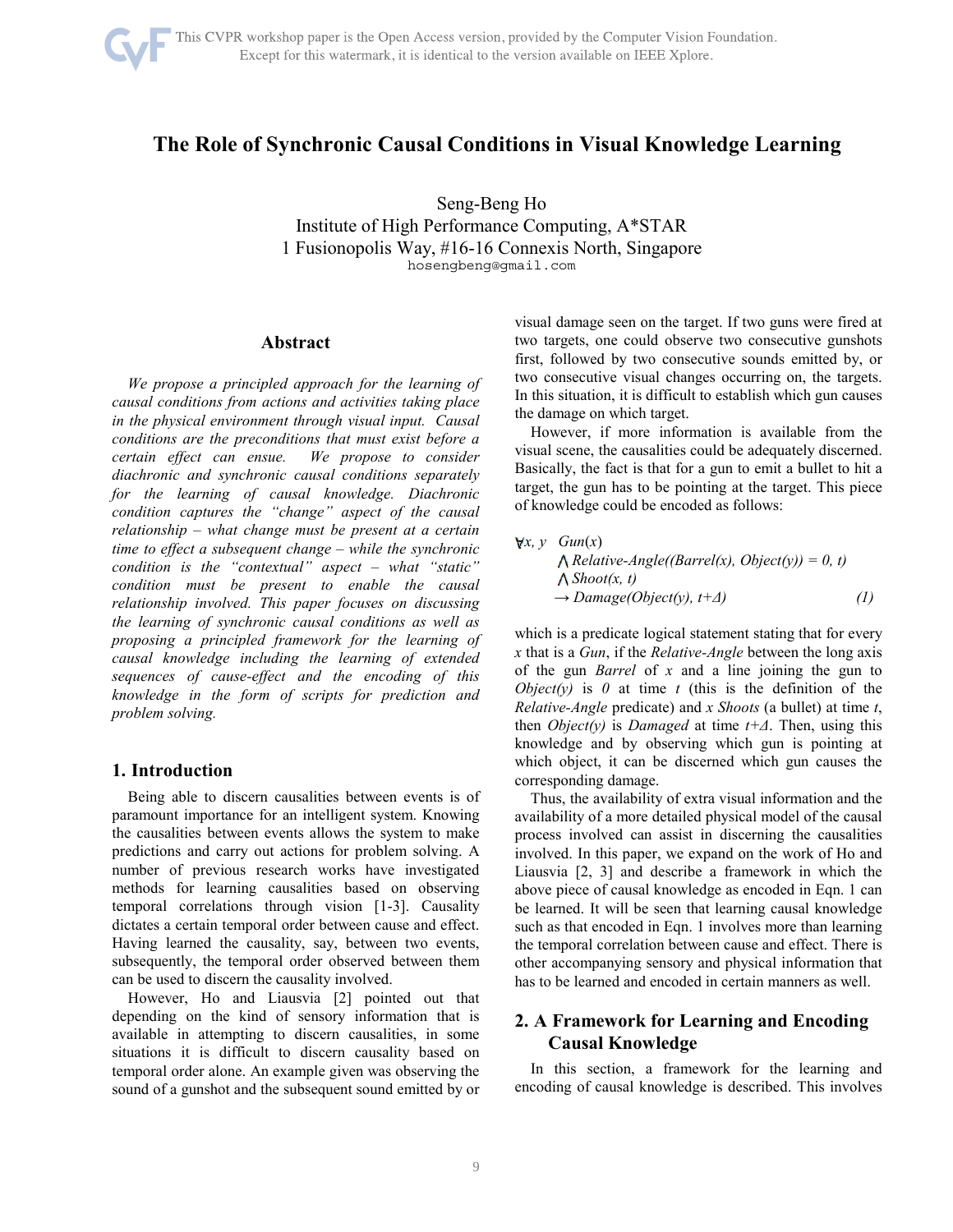# The Role of Synchronic Causal Conditions in Visual Knowledge Learning

Seng-Beng Ho
Institute of High Performance Computing, A*STAR
1 Fusionopolis Way, #16-16 Connexis North, Singapore
hosengbeng@gmail.com

## Abstract

*We propose a principled approach for the learning of causal conditions from actions and activities taking place in the physical environment through visual input. Causal conditions are the preconditions that must exist before a certain effect can ensue. We propose to consider diachronic and synchronic causal conditions separately for the learning of causal knowledge. Diachronic condition captures the "change" aspect of the causal relationship – what change must be present at a certain time to effect a subsequent change – while the synchronic condition is the "contextual" aspect – what "static" condition must be present to enable the causal relationship involved. This paper focuses on discussing the learning of synchronic causal conditions as well as proposing a principled framework for the learning of causal knowledge including the learning of extended sequences of cause-effect and the encoding of this knowledge in the form of scripts for prediction and problem solving.*

## 1. Introduction

Being able to discern causalities between events is of paramount importance for an intelligent system. Knowing the causalities between events allows the system to make predictions and carry out actions for problem solving. A number of previous research works have investigated methods for learning causalities based on observing temporal correlations through vision [1-3]. Causality dictates a certain temporal order between cause and effect. Having learned the causality, say, between two events, subsequently, the temporal order observed between them can be used to discern the causality involved.

However, Ho and Liausvia [2] pointed out that depending on the kind of sensory information that is available in attempting to discern causalities, in some situations it is difficult to discern causality based on temporal order alone. An example given was observing the sound of a gunshot and the subsequent sound emitted by or visual damage seen on the target. If two guns were fired at two targets, one could observe two consecutive gunshots first, followed by two consecutive sounds emitted by, or two consecutive visual changes occurring on, the targets. In this situation, it is difficult to establish which gun causes the damage on which target.

However, if more information is available from the visual scene, the causalities could be adequately discerned. Basically, the fact is that for a gun to emit a bullet to hit a target, the gun has to be pointing at the target. This piece of knowledge could be encoded as follows:

$$\begin{aligned}
\forall x, y \quad & Gun(x) \\
& \wedge\, Relative\text{-}Angle((Barrel(x), Object(y)) = 0, t) \\
& \wedge\, Shoot(x, t) \\
& \rightarrow Damage(Object(y), t+\Delta) \qquad (1)
\end{aligned}$$

which is a predicate logical statement stating that for every $x$ that is a *Gun*, if the *Relative-Angle* between the long axis of the gun *Barrel* of $x$ and a line joining the gun to *Object(y)* is *0* at time $t$ (this is the definition of the *Relative-Angle* predicate) and $x$ *Shoots* (a bullet) at time $t$, then *Object(y)* is *Damaged* at time $t+\Delta$. Then, using this knowledge and by observing which gun is pointing at which object, it can be discerned which gun causes the corresponding damage.

Thus, the availability of extra visual information and the availability of a more detailed physical model of the causal process involved can assist in discerning the causalities involved. In this paper, we expand on the work of Ho and Liausvia [2, 3] and describe a framework in which the above piece of causal knowledge as encoded in Eqn. 1 can be learned. It will be seen that learning causal knowledge such as that encoded in Eqn. 1 involves more than learning the temporal correlation between cause and effect. There is other accompanying sensory and physical information that has to be learned and encoded in certain manners as well.

## 2. A Framework for Learning and Encoding Causal Knowledge

In this section, a framework for the learning and encoding of causal knowledge is described. This involves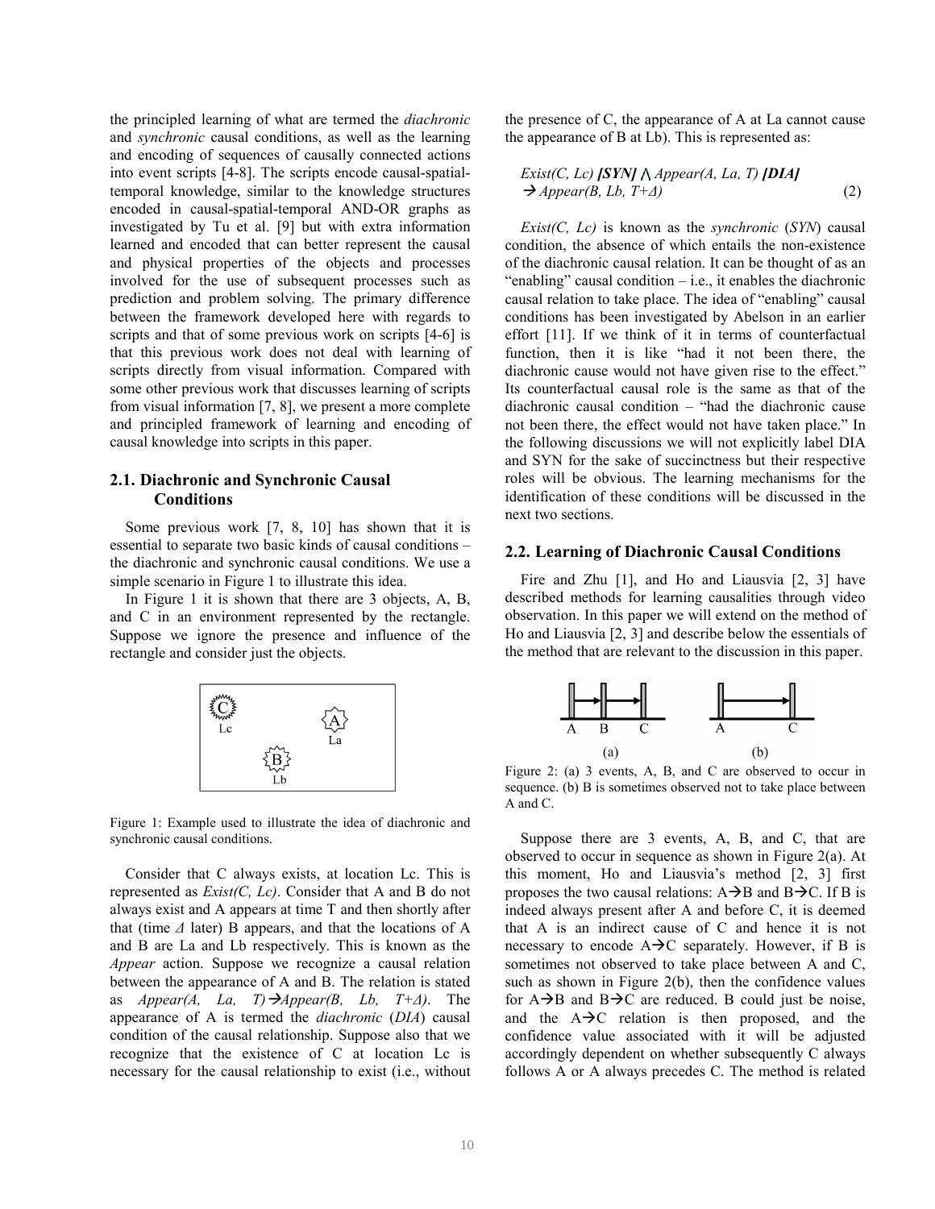the principled learning of what are termed the *diachronic* and *synchronic* causal conditions, as well as the learning and encoding of sequences of causally connected actions into event scripts [4-8]. The scripts encode causal-spatial-temporal knowledge, similar to the knowledge structures encoded in causal-spatial-temporal AND-OR graphs as investigated by Tu et al. [9] but with extra information learned and encoded that can better represent the causal and physical properties of the objects and processes involved for the use of subsequent processes such as prediction and problem solving. The primary difference between the framework developed here with regards to scripts and that of some previous work on scripts [4-6] is that this previous work does not deal with learning of scripts directly from visual information. Compared with some other previous work that discusses learning of scripts from visual information [7, 8], we present a more complete and principled framework of learning and encoding of causal knowledge into scripts in this paper.

## 2.1. Diachronic and Synchronic Causal Conditions

Some previous work [7, 8, 10] has shown that it is essential to separate two basic kinds of causal conditions – the diachronic and synchronic causal conditions. We use a simple scenario in Figure 1 to illustrate this idea.

In Figure 1 it is shown that there are 3 objects, A, B, and C in an environment represented by the rectangle. Suppose we ignore the presence and influence of the rectangle and consider just the objects.

Figure 1: Example used to illustrate the idea of diachronic and synchronic causal conditions.

Consider that C always exists, at location Lc. This is represented as *Exist(C, Lc)*. Consider that A and B do not always exist and A appears at time T and then shortly after that (time $\Delta$ later) B appears, and that the locations of A and B are La and Lb respectively. This is known as the *Appear* action. Suppose we recognize a causal relation between the appearance of A and B. The relation is stated as *Appear(A, La, T)*→*Appear(B, Lb, T+Δ)*. The appearance of A is termed the *diachronic* (*DIA*) causal condition of the causal relationship. Suppose also that we recognize that the existence of C at location Lc is necessary for the causal relationship to exist (i.e., without the presence of C, the appearance of A at La cannot cause the appearance of B at Lb). This is represented as:

*Exist(C, Lc)* ***[SYN]*** $\wedge$ *Appear(A, La, T)* ***[DIA]***
→ *Appear(B, Lb, T+Δ)* (2)

*Exist(C, Lc)* is known as the *synchronic* (*SYN*) causal condition, the absence of which entails the non-existence of the diachronic causal relation. It can be thought of as an "enabling" causal condition – i.e., it enables the diachronic causal relation to take place. The idea of "enabling" causal conditions has been investigated by Abelson in an earlier effort [11]. If we think of it in terms of counterfactual function, then it is like "had it not been there, the diachronic cause would not have given rise to the effect." Its counterfactual causal role is the same as that of the diachronic causal condition – "had the diachronic cause not been there, the effect would not have taken place." In the following discussions we will not explicitly label DIA and SYN for the sake of succinctness but their respective roles will be obvious. The learning mechanisms for the identification of these conditions will be discussed in the next two sections.

## 2.2. Learning of Diachronic Causal Conditions

Fire and Zhu [1], and Ho and Liausvia [2, 3] have described methods for learning causalities through video observation. In this paper we will extend on the method of Ho and Liausvia [2, 3] and describe below the essentials of the method that are relevant to the discussion in this paper.

Figure 2: (a) 3 events, A, B, and C are observed to occur in sequence. (b) B is sometimes observed not to take place between A and C.

Suppose there are 3 events, A, B, and C, that are observed to occur in sequence as shown in Figure 2(a). At this moment, Ho and Liausvia's method [2, 3] first proposes the two causal relations: A→B and B→C. If B is indeed always present after A and before C, it is deemed that A is an indirect cause of C and hence it is not necessary to encode A→C separately. However, if B is sometimes not observed to take place between A and C, such as shown in Figure 2(b), then the confidence values for A→B and B→C are reduced. B could just be noise, and the A→C relation is then proposed, and the confidence value associated with it will be adjusted accordingly dependent on whether subsequently C always follows A or A always precedes C. The method is related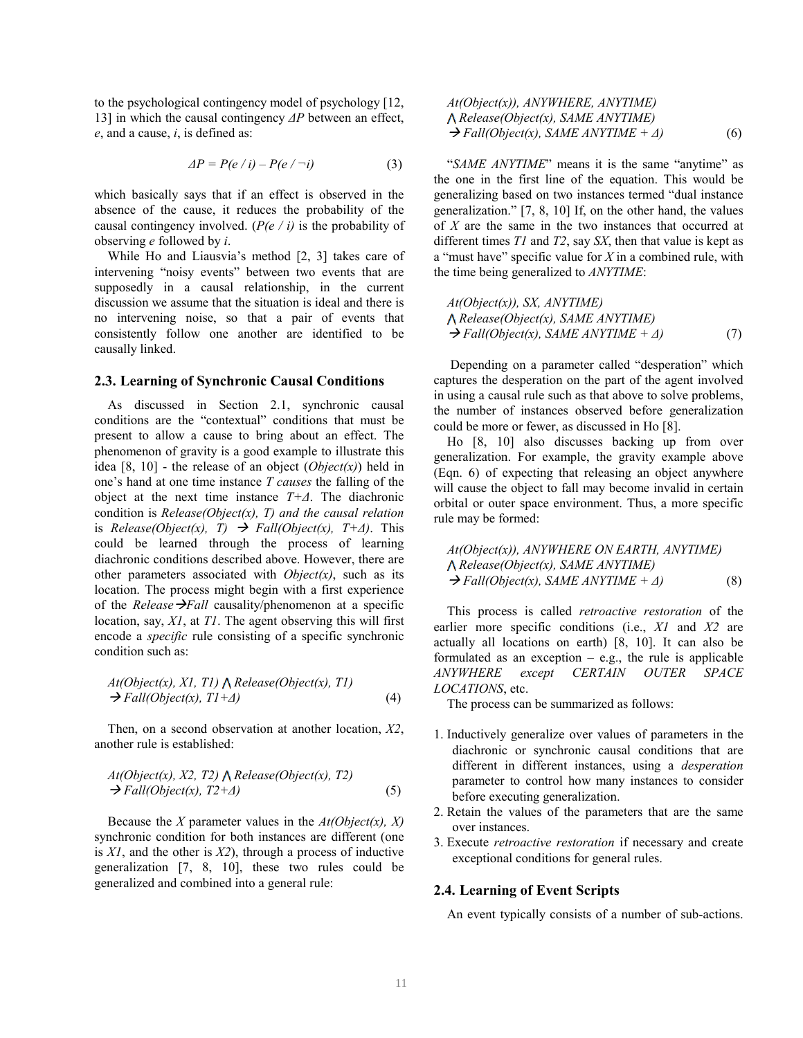to the psychological contingency model of psychology [12, 13] in which the causal contingency $\Delta P$ between an effect, *e*, and a cause, *i*, is defined as:

$$\Delta P = P(e / i) – P(e / \neg i) \quad (3)$$

which basically says that if an effect is observed in the absence of the cause, it reduces the probability of the causal contingency involved. ($P(e / i)$ is the probability of observing *e* followed by *i*.

While Ho and Liausvia's method [2, 3] takes care of intervening "noisy events" between two events that are supposedly in a causal relationship, in the current discussion we assume that the situation is ideal and there is no intervening noise, so that a pair of events that consistently follow one another are identified to be causally linked.

### 2.3. Learning of Synchronic Causal Conditions

As discussed in Section 2.1, synchronic causal conditions are the "contextual" conditions that must be present to allow a cause to bring about an effect. The phenomenon of gravity is a good example to illustrate this idea [8, 10] - the release of an object (*Object(x)*) held in one's hand at one time instance *T causes* the falling of the object at the next time instance *T+Δ*. The diachronic condition is *Release(Object(x), T) and the causal relation* is *Release(Object(x), T) → Fall(Object(x), T+Δ)*. This could be learned through the process of learning diachronic conditions described above. However, there are other parameters associated with *Object(x)*, such as its location. The process might begin with a first experience of the *Release→Fall* causality/phenomenon at a specific location, say, *X1*, at *T1*. The agent observing this will first encode a *specific* rule consisting of a specific synchronic condition such as:

*At(Object(x), X1, T1) ⋀ Release(Object(x), T1)*
*→ Fall(Object(x), T1+Δ)* (4)

Then, on a second observation at another location, *X2*, another rule is established:

*At(Object(x), X2, T2) ⋀ Release(Object(x), T2)*
*→ Fall(Object(x), T2+Δ)* (5)

Because the *X* parameter values in the *At(Object(x), X)* synchronic condition for both instances are different (one is *X1*, and the other is *X2*), through a process of inductive generalization [7, 8, 10], these two rules could be generalized and combined into a general rule:

*At(Object(x)), ANYWHERE, ANYTIME)*
*⋀ Release(Object(x), SAME ANYTIME)*
*→ Fall(Object(x), SAME ANYTIME + Δ)* (6)

"*SAME ANYTIME*" means it is the same "anytime" as the one in the first line of the equation. This would be generalizing based on two instances termed "dual instance generalization." [7, 8, 10] If, on the other hand, the values of *X* are the same in the two instances that occurred at different times *T1* and *T2*, say *SX*, then that value is kept as a "must have" specific value for *X* in a combined rule, with the time being generalized to *ANYTIME*:

*At(Object(x)), SX, ANYTIME)*
*⋀ Release(Object(x), SAME ANYTIME)*
*→ Fall(Object(x), SAME ANYTIME + Δ)* (7)

Depending on a parameter called "desperation" which captures the desperation on the part of the agent involved in using a causal rule such as that above to solve problems, the number of instances observed before generalization could be more or fewer, as discussed in Ho [8].

Ho [8, 10] also discusses backing up from over generalization. For example, the gravity example above (Eqn. 6) of expecting that releasing an object anywhere will cause the object to fall may become invalid in certain orbital or outer space environment. Thus, a more specific rule may be formed:

*At(Object(x)), ANYWHERE ON EARTH, ANYTIME)*
*⋀ Release(Object(x), SAME ANYTIME)*
*→ Fall(Object(x), SAME ANYTIME + Δ)* (8)

This process is called *retroactive restoration* of the earlier more specific conditions (i.e., *X1* and *X2* are actually all locations on earth) [8, 10]. It can also be formulated as an exception – e.g., the rule is applicable *ANYWHERE except CERTAIN OUTER SPACE LOCATIONS*, etc.

The process can be summarized as follows:

1. Inductively generalize over values of parameters in the diachronic or synchronic causal conditions that are different in different instances, using a *desperation* parameter to control how many instances to consider before executing generalization.
2. Retain the values of the parameters that are the same over instances.
3. Execute *retroactive restoration* if necessary and create exceptional conditions for general rules.

### 2.4. Learning of Event Scripts

An event typically consists of a number of sub-actions.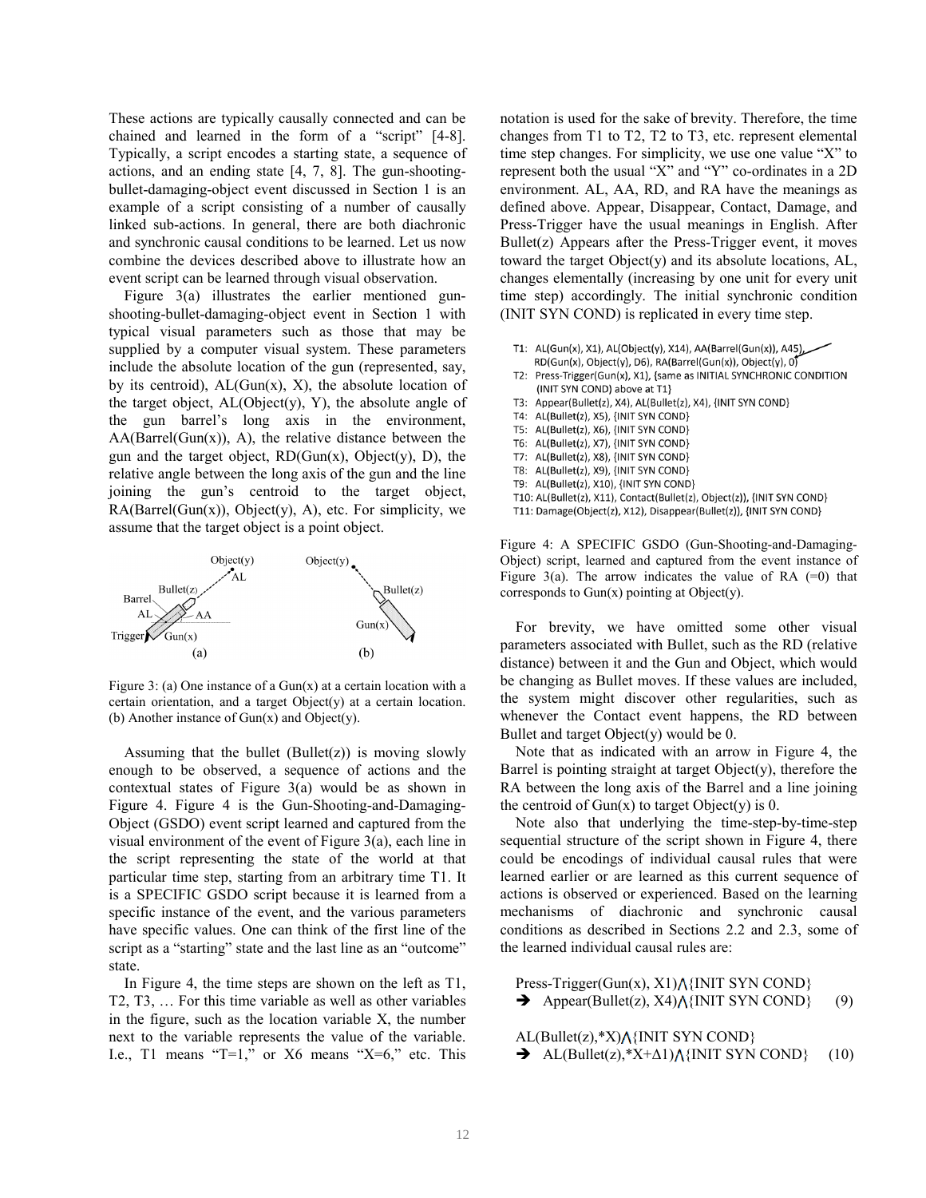These actions are typically causally connected and can be chained and learned in the form of a "script" [4-8]. Typically, a script encodes a starting state, a sequence of actions, and an ending state [4, 7, 8]. The gun-shooting-bullet-damaging-object event discussed in Section 1 is an example of a script consisting of a number of causally linked sub-actions. In general, there are both diachronic and synchronic causal conditions to be learned. Let us now combine the devices described above to illustrate how an event script can be learned through visual observation.

Figure 3(a) illustrates the earlier mentioned gun-shooting-bullet-damaging-object event in Section 1 with typical visual parameters such as those that may be supplied by a computer visual system. These parameters include the absolute location of the gun (represented, say, by its centroid), AL(Gun(x), X), the absolute location of the target object, AL(Object(y), Y), the absolute angle of the gun barrel's long axis in the environment, AA(Barrel(Gun(x)), A), the relative distance between the gun and the target object, RD(Gun(x), Object(y), D), the relative angle between the long axis of the gun and the line joining the gun's centroid to the target object, RA(Barrel(Gun(x)), Object(y), A), etc. For simplicity, we assume that the target object is a point object.

Figure 3: (a) One instance of a Gun(x) at a certain location with a certain orientation, and a target Object(y) at a certain location. (b) Another instance of Gun(x) and Object(y).

Assuming that the bullet (Bullet(z)) is moving slowly enough to be observed, a sequence of actions and the contextual states of Figure 3(a) would be as shown in Figure 4. Figure 4 is the Gun-Shooting-and-Damaging-Object (GSDO) event script learned and captured from the visual environment of the event of Figure 3(a), each line in the script representing the state of the world at that particular time step, starting from an arbitrary time T1. It is a SPECIFIC GSDO script because it is learned from a specific instance of the event, and the various parameters have specific values. One can think of the first line of the script as a "starting" state and the last line as an "outcome" state.

In Figure 4, the time steps are shown on the left as T1, T2, T3, … For this time variable as well as other variables in the figure, such as the location variable X, the number next to the variable represents the value of the variable. I.e., T1 means "T=1," or X6 means "X=6," etc. This notation is used for the sake of brevity. Therefore, the time changes from T1 to T2, T2 to T3, etc. represent elemental time step changes. For simplicity, we use one value "X" to represent both the usual "X" and "Y" co-ordinates in a 2D environment. AL, AA, RD, and RA have the meanings as defined above. Appear, Disappear, Contact, Damage, and Press-Trigger have the usual meanings in English. After Bullet(z) Appears after the Press-Trigger event, it moves toward the target Object(y) and its absolute locations, AL, changes elementally (increasing by one unit for every unit time step) accordingly. The initial synchronic condition (INIT SYN COND) is replicated in every time step.

T1: AL(Gun(x), X1), AL(Object(y), X14), AA(Barrel(Gun(x)), A45), RD(Gun(x), Object(y), D6), RA(Barrel(Gun(x)), Object(y), 0)
T2: Press-Trigger(Gun(x), X1), {same as INITIAL SYNCHRONIC CONDITION (INIT SYN COND) above at T1}
T3: Appear(Bullet(z), X4), AL(Bullet(z), X4), {INIT SYN COND}
T4: AL(Bullet(z), X5), {INIT SYN COND}
T5: AL(Bullet(z), X6), {INIT SYN COND}
T6: AL(Bullet(z), X7), {INIT SYN COND}
T7: AL(Bullet(z), X8), {INIT SYN COND}
T8: AL(Bullet(z), X9), {INIT SYN COND}
T9: AL(Bullet(z), X10), {INIT SYN COND}
T10: AL(Bullet(z), X11), Contact(Bullet(z), Object(z)), {INIT SYN COND}
T11: Damage(Object(z), X12), Disappear(Bullet(z)), {INIT SYN COND}

Figure 4: A SPECIFIC GSDO (Gun-Shooting-and-Damaging-Object) script, learned and captured from the event instance of Figure 3(a). The arrow indicates the value of RA (=0) that corresponds to Gun(x) pointing at Object(y).

For brevity, we have omitted some other visual parameters associated with Bullet, such as the RD (relative distance) between it and the Gun and Object, which would be changing as Bullet moves. If these values are included, the system might discover other regularities, such as whenever the Contact event happens, the RD between Bullet and target Object(y) would be 0.

Note that as indicated with an arrow in Figure 4, the Barrel is pointing straight at target Object(y), therefore the RA between the long axis of the Barrel and a line joining the centroid of Gun(x) to target Object(y) is 0.

Note also that underlying the time-step-by-time-step sequential structure of the script shown in Figure 4, there could be encodings of individual causal rules that were learned earlier or are learned as this current sequence of actions is observed or experienced. Based on the learning mechanisms of diachronic and synchronic causal conditions as described in Sections 2.2 and 2.3, some of the learned individual causal rules are:

Press-Trigger(Gun(x), X1)⋀{INIT SYN COND}
➔ Appear(Bullet(z), X4)⋀{INIT SYN COND} (9)

AL(Bullet(z),*X)⋀{INIT SYN COND}
➔ AL(Bullet(z),*X+Δ1)⋀{INIT SYN COND} (10)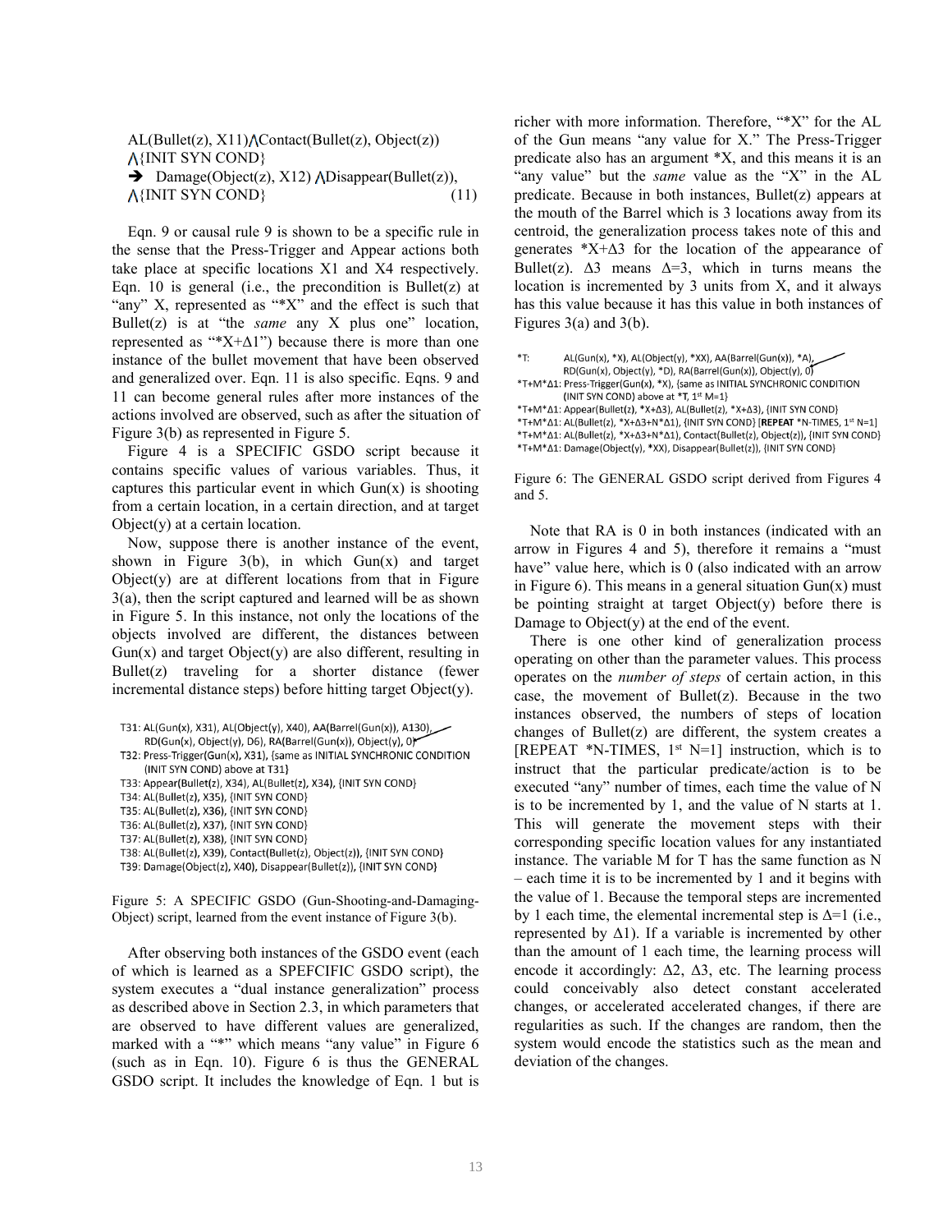AL(Bullet(z), X11)⋀Contact(Bullet(z), Object(z))
⋀{INIT SYN COND}
→ Damage(Object(z), X12) ⋀Disappear(Bullet(z)),
⋀{INIT SYN COND} (11)

Eqn. 9 or causal rule 9 is shown to be a specific rule in the sense that the Press-Trigger and Appear actions both take place at specific locations X1 and X4 respectively. Eqn. 10 is general (i.e., the precondition is Bullet(z) at "any" X, represented as "*X" and the effect is such that Bullet(z) is at "the *same* any X plus one" location, represented as "*X+Δ1") because there is more than one instance of the bullet movement that have been observed and generalized over. Eqn. 11 is also specific. Eqns. 9 and 11 can become general rules after more instances of the actions involved are observed, such as after the situation of Figure 3(b) as represented in Figure 5.

Figure 4 is a SPECIFIC GSDO script because it contains specific values of various variables. Thus, it captures this particular event in which Gun(x) is shooting from a certain location, in a certain direction, and at target Object(y) at a certain location.

Now, suppose there is another instance of the event, shown in Figure 3(b), in which Gun(x) and target Object(y) are at different locations from that in Figure 3(a), then the script captured and learned will be as shown in Figure 5. In this instance, not only the locations of the objects involved are different, the distances between Gun(x) and target Object(y) are also different, resulting in Bullet(z) traveling for a shorter distance (fewer incremental distance steps) before hitting target Object(y).

```
T31: AL(Gun(x), X31), AL(Object(y), X40), AA(Barrel(Gun(x)), A130),
     RD(Gun(x), Object(y), D6), RA(Barrel(Gun(x)), Object(y), 0)
T32: Press-Trigger(Gun(x), X31), {same as INITIAL SYNCHRONIC CONDITION
     (INIT SYN COND) above at T31}
T33: Appear(Bullet(z), X34), AL(Bullet(z), X34), {INIT SYN COND}
T34: AL(Bullet(z), X35), {INIT SYN COND}
T35: AL(Bullet(z), X36), {INIT SYN COND}
T36: AL(Bullet(z), X37), {INIT SYN COND}
T37: AL(Bullet(z), X38), {INIT SYN COND}
T38: AL(Bullet(z), X39), Contact(Bullet(z), Object(z)), {INIT SYN COND}
T39: Damage(Object(z), X40), Disappear(Bullet(z)), {INIT SYN COND}
```

Figure 5: A SPECIFIC GSDO (Gun-Shooting-and-Damaging-Object) script, learned from the event instance of Figure 3(b).

After observing both instances of the GSDO event (each of which is learned as a SPEFCIFIC GSDO script), the system executes a "dual instance generalization" process as described above in Section 2.3, in which parameters that are observed to have different values are generalized, marked with a "*" which means "any value" in Figure 6 (such as in Eqn. 10). Figure 6 is thus the GENERAL GSDO script. It includes the knowledge of Eqn. 1 but is richer with more information. Therefore, "*X" for the AL of the Gun means "any value for X." The Press-Trigger predicate also has an argument *X, and this means it is an "any value" but the *same* value as the "X" in the AL predicate. Because in both instances, Bullet(z) appears at the mouth of the Barrel which is 3 locations away from its centroid, the generalization process takes note of this and generates *X+Δ3 for the location of the appearance of Bullet(z). Δ3 means Δ=3, which in turns means the location is incremented by 3 units from X, and it always has this value because it has this value in both instances of Figures 3(a) and 3(b).

```
*T:       AL(Gun(x), *X), AL(Object(y), *XX), AA(Barrel(Gun(x)), *A),
          RD(Gun(x), Object(y), *D), RA(Barrel(Gun(x)), Object(y), 0)
*T+M*Δ1: Press-Trigger(Gun(x), *X), {same as INITIAL SYNCHRONIC CONDITION
          (INIT SYN COND) above at *T, 1st M=1}
*T+M*Δ1: Appear(Bullet(z), *X+Δ3), AL(Bullet(z), *X+Δ3), {INIT SYN COND}
*T+M*Δ1: AL(Bullet(z), *X+Δ3+N*Δ1), {INIT SYN COND} [REPEAT *N-TIMES, 1st N=1]
*T+M*Δ1: AL(Bullet(z), *X+Δ3+N*Δ1), Contact(Bullet(z), Object(z)), {INIT SYN COND}
*T+M*Δ1: Damage(Object(y), *XX), Disappear(Bullet(z)), {INIT SYN COND}
```

Figure 6: The GENERAL GSDO script derived from Figures 4 and 5.

Note that RA is 0 in both instances (indicated with an arrow in Figures 4 and 5), therefore it remains a "must have" value here, which is 0 (also indicated with an arrow in Figure 6). This means in a general situation Gun(x) must be pointing straight at target Object(y) before there is Damage to Object(y) at the end of the event.

There is one other kind of generalization process operating on other than the parameter values. This process operates on the *number of steps* of certain action, in this case, the movement of Bullet(z). Because in the two instances observed, the numbers of steps of location changes of Bullet(z) are different, the system creates a [REPEAT *N-TIMES, 1st N=1] instruction, which is to instruct that the particular predicate/action is to be executed "any" number of times, each time the value of N is to be incremented by 1, and the value of N starts at 1. This will generate the movement steps with their corresponding specific location values for any instantiated instance. The variable M for T has the same function as N – each time it is to be incremented by 1 and it begins with the value of 1. Because the temporal steps are incremented by 1 each time, the elemental incremental step is Δ=1 (i.e., represented by Δ1). If a variable is incremented by other than the amount of 1 each time, the learning process will encode it accordingly: Δ2, Δ3, etc. The learning process could conceivably also detect constant accelerated changes, or accelerated accelerated changes, if there are regularities as such. If the changes are random, then the system would encode the statistics such as the mean and deviation of the changes.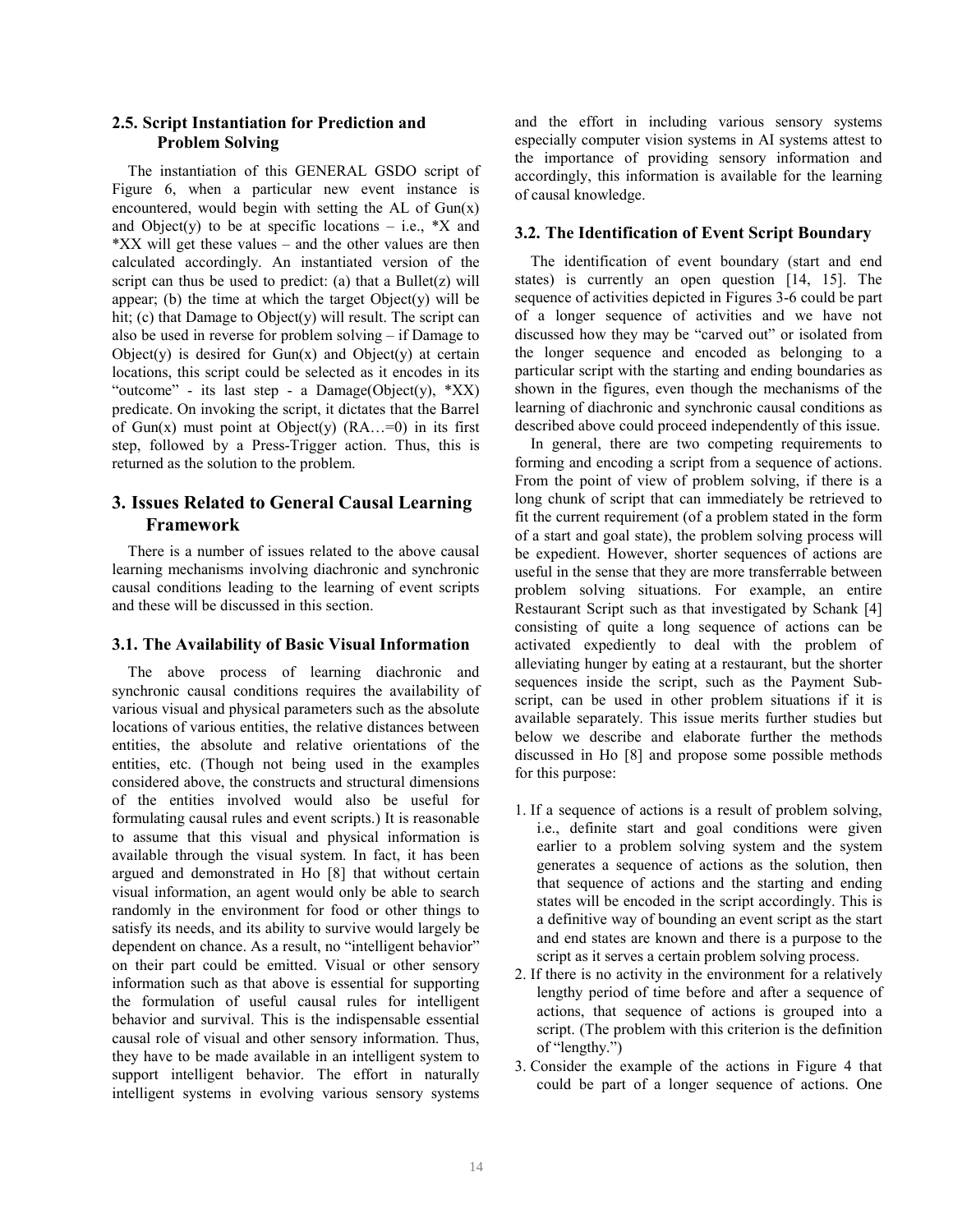### 2.5. Script Instantiation for Prediction and Problem Solving

The instantiation of this GENERAL GSDO script of Figure 6, when a particular new event instance is encountered, would begin with setting the AL of Gun(x) and Object(y) to be at specific locations – i.e., *X and *XX will get these values – and the other values are then calculated accordingly. An instantiated version of the script can thus be used to predict: (a) that a Bullet(z) will appear; (b) the time at which the target Object(y) will be hit; (c) that Damage to Object(y) will result. The script can also be used in reverse for problem solving – if Damage to Object(y) is desired for Gun(x) and Object(y) at certain locations, this script could be selected as it encodes in its "outcome" - its last step - a Damage(Object(y), *XX) predicate. On invoking the script, it dictates that the Barrel of Gun(x) must point at Object(y) (RA…=0) in its first step, followed by a Press-Trigger action. Thus, this is returned as the solution to the problem.

## 3. Issues Related to General Causal Learning Framework

There is a number of issues related to the above causal learning mechanisms involving diachronic and synchronic causal conditions leading to the learning of event scripts and these will be discussed in this section.

### 3.1. The Availability of Basic Visual Information

The above process of learning diachronic and synchronic causal conditions requires the availability of various visual and physical parameters such as the absolute locations of various entities, the relative distances between entities, the absolute and relative orientations of the entities, etc. (Though not being used in the examples considered above, the constructs and structural dimensions of the entities involved would also be useful for formulating causal rules and event scripts.) It is reasonable to assume that this visual and physical information is available through the visual system. In fact, it has been argued and demonstrated in Ho [8] that without certain visual information, an agent would only be able to search randomly in the environment for food or other things to satisfy its needs, and its ability to survive would largely be dependent on chance. As a result, no "intelligent behavior" on their part could be emitted. Visual or other sensory information such as that above is essential for supporting the formulation of useful causal rules for intelligent behavior and survival. This is the indispensable causal role of visual and other sensory information. Thus, they have to be made available in an intelligent system to support intelligent behavior. The effort in naturally intelligent systems in evolving various sensory systems and the effort in including various sensory systems especially computer vision systems in AI systems attest to the importance of providing sensory information and accordingly, this information is available for the learning of causal knowledge.

### 3.2. The Identification of Event Script Boundary

The identification of event boundary (start and end states) is currently an open question [14, 15]. The sequence of activities depicted in Figures 3-6 could be part of a longer sequence of activities and we have not discussed how they may be "carved out" or isolated from the longer sequence and encoded as belonging to a particular script with the starting and ending boundaries as shown in the figures, even though the mechanisms of the learning of diachronic and synchronic causal conditions as described above could proceed independently of this issue.

In general, there are two competing requirements to forming and encoding a script from a sequence of actions. From the point of view of problem solving, if there is a long chunk of script that can immediately be retrieved to fit the current requirement (of a problem stated in the form of a start and goal state), the problem solving process will be expedient. However, shorter sequences of actions are useful in the sense that they are more transferrable between problem solving situations. For example, an entire Restaurant Script such as that investigated by Schank [4] consisting of quite a long sequence of actions can be activated expediently to deal with the problem of alleviating hunger by eating at a restaurant, but the shorter sequences inside the script, such as the Payment Sub-script, can be used in other problem situations if it is available separately. This issue merits further studies but below we describe and elaborate further the methods discussed in Ho [8] and propose some possible methods for this purpose:

1. If a sequence of actions is a result of problem solving, i.e., definite start and goal conditions were given earlier to a problem solving system and the system generates a sequence of actions as the solution, then that sequence of actions and the starting and ending states will be encoded in the script accordingly. This is a definitive way of bounding an event script as the start and end states are known and there is a purpose to the script as it serves a certain problem solving process.
2. If there is no activity in the environment for a relatively lengthy period of time before and after a sequence of actions, that sequence of actions is grouped into a script. (The problem with this criterion is the definition of "lengthy.")
3. Consider the example of the actions in Figure 4 that could be part of a longer sequence of actions. One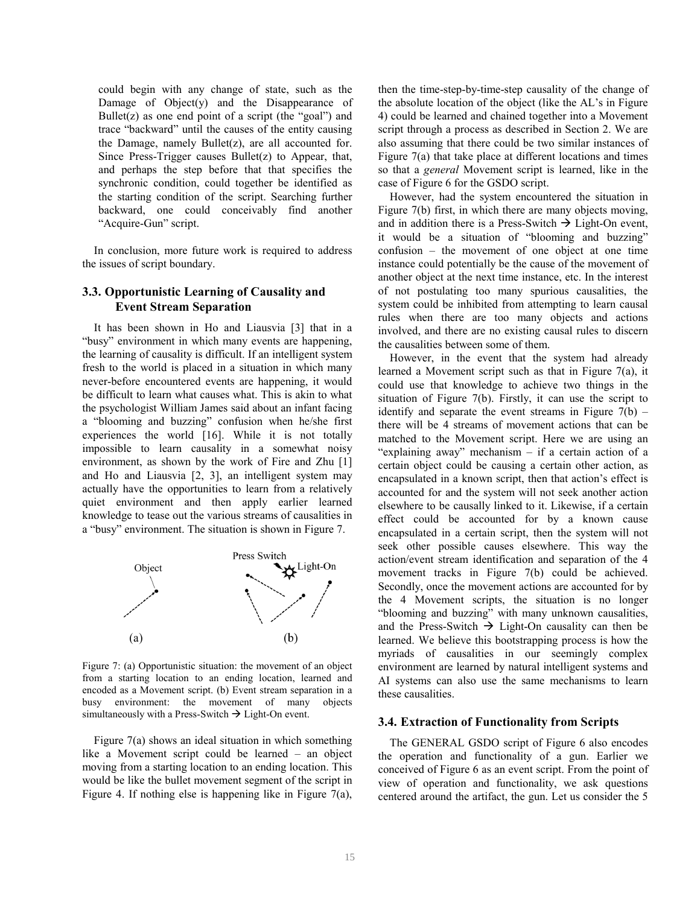could begin with any change of state, such as the Damage of Object(y) and the Disappearance of Bullet(z) as one end point of a script (the "goal") and trace "backward" until the causes of the entity causing the Damage, namely Bullet(z), are all accounted for. Since Press-Trigger causes Bullet(z) to Appear, that, and perhaps the step before that that specifies the synchronic condition, could together be identified as the starting condition of the script. Searching further backward, one could conceivably find another "Acquire-Gun" script.

In conclusion, more future work is required to address the issues of script boundary.

### 3.3. Opportunistic Learning of Causality and Event Stream Separation

It has been shown in Ho and Liausvia [3] that in a "busy" environment in which many events are happening, the learning of causality is difficult. If an intelligent system fresh to the world is placed in a situation in which many never-before encountered events are happening, it would be difficult to learn what causes what. This is akin to what the psychologist William James said about an infant facing a "blooming and buzzing" confusion when he/she first experiences the world [16]. While it is not totally impossible to learn causality in a somewhat noisy environment, as shown by the work of Fire and Zhu [1] and Ho and Liausvia [2, 3], an intelligent system may actually have the opportunities to learn from a relatively quiet environment and then apply earlier learned knowledge to tease out the various streams of causalities in a "busy" environment. The situation is shown in Figure 7.

Figure 7: (a) Opportunistic situation: the movement of an object from a starting location to an ending location, learned and encoded as a Movement script. (b) Event stream separation in a busy environment: the movement of many objects simultaneously with a Press-Switch → Light-On event.

Figure 7(a) shows an ideal situation in which something like a Movement script could be learned – an object moving from a starting location to an ending location. This would be like the bullet movement segment of the script in Figure 4. If nothing else is happening like in Figure 7(a), then the time-step-by-time-step causality of the change of the absolute location of the object (like the AL's in Figure 4) could be learned and chained together into a Movement script through a process as described in Section 2. We are also assuming that there could be two similar instances of Figure 7(a) that take place at different locations and times so that a *general* Movement script is learned, like in the case of Figure 6 for the GSDO script.

However, had the system encountered the situation in Figure 7(b) first, in which there are many objects moving, and in addition there is a Press-Switch → Light-On event, it would be a situation of "blooming and buzzing" confusion – the movement of one object at one time instance could potentially be the cause of the movement of another object at the next time instance, etc. In the interest of not postulating too many spurious causalities, the system could be inhibited from attempting to learn causal rules when there are too many objects and actions involved, and there are no existing causal rules to discern the causalities between some of them.

However, in the event that the system had already learned a Movement script such as that in Figure 7(a), it could use that knowledge to achieve two things in the situation of Figure 7(b). Firstly, it can use the script to identify and separate the event streams in Figure 7(b) – there will be 4 streams of movement actions that can be matched to the Movement script. Here we are using an "explaining away" mechanism – if a certain action of a certain object could be causing a certain other action, as encapsulated in a known script, then that action's effect is accounted for and the system will not seek another action elsewhere to be causally linked to it. Likewise, if a certain effect could be accounted for by a known cause encapsulated in a certain script, then the system will not seek other possible causes elsewhere. This way the action/event stream identification and separation of the 4 movement tracks in Figure 7(b) could be achieved. Secondly, once the movement actions are accounted for by the 4 Movement scripts, the situation is no longer "blooming and buzzing" with many unknown causalities, and the Press-Switch → Light-On causality can then be learned. We believe this bootstrapping process is how the myriads of causalities in our seemingly complex environment are learned by natural intelligent systems and AI systems can also use the same mechanisms to learn these causalities.

### 3.4. Extraction of Functionality from Scripts

The GENERAL GSDO script of Figure 6 also encodes the operation and functionality of a gun. Earlier we conceived of Figure 6 as an event script. From the point of view of operation and functionality, we ask questions centered around the artifact, the gun. Let us consider the 5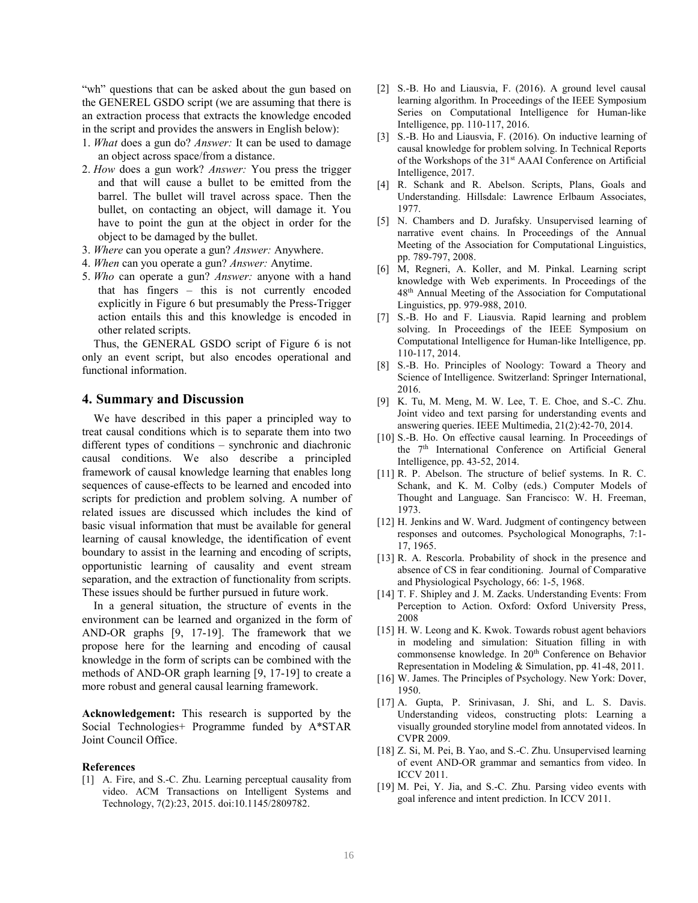"wh" questions that can be asked about the gun based on the GENEREL GSDO script (we are assuming that there is an extraction process that extracts the knowledge encoded in the script and provides the answers in English below):

1. *What* does a gun do? *Answer:* It can be used to damage an object across space/from a distance.
2. *How* does a gun work? *Answer:* You press the trigger and that will cause a bullet to be emitted from the barrel. The bullet will travel across space. Then the bullet, on contacting an object, will damage it. You have to point the gun at the object in order for the object to be damaged by the bullet.
3. *Where* can you operate a gun? *Answer:* Anywhere.
4. *When* can you operate a gun? *Answer:* Anytime.
5. *Who* can operate a gun? *Answer:* anyone with a hand that has fingers – this is not currently encoded explicitly in Figure 6 but presumably the Press-Trigger action entails this and this knowledge is encoded in other related scripts.

Thus, the GENERAL GSDO script of Figure 6 is not only an event script, but also encodes operational and functional information.

## 4. Summary and Discussion

We have described in this paper a principled way to treat causal conditions which is to separate them into two different types of conditions – synchronic and diachronic causal conditions. We also describe a principled framework of causal knowledge learning that enables long sequences of cause-effects to be learned and encoded into scripts for prediction and problem solving. A number of related issues are discussed which includes the kind of basic visual information that must be available for general learning of causal knowledge, the identification of event boundary to assist in the learning and encoding of scripts, opportunistic learning of causality and event stream separation, and the extraction of functionality from scripts. These issues should be further pursued in future work.

In a general situation, the structure of events in the environment can be learned and organized in the form of AND-OR graphs [9, 17-19]. The framework that we propose here for the learning and encoding of causal knowledge in the form of scripts can be combined with the methods of AND-OR graph learning [9, 17-19] to create a more robust and general causal learning framework.

**Acknowledgement:** This research is supported by the Social Technologies+ Programme funded by A*STAR Joint Council Office.

### References

[1] A. Fire, and S.-C. Zhu. Learning perceptual causality from video. ACM Transactions on Intelligent Systems and Technology, 7(2):23, 2015. doi:10.1145/2809782.

[2] S.-B. Ho and Liausvia, F. (2016). A ground level causal learning algorithm. In Proceedings of the IEEE Symposium Series on Computational Intelligence for Human-like Intelligence, pp. 110-117, 2016.

[3] S.-B. Ho and Liausvia, F. (2016). On inductive learning of causal knowledge for problem solving. In Technical Reports of the Workshops of the 31st AAAI Conference on Artificial Intelligence, 2017.

[4] R. Schank and R. Abelson. Scripts, Plans, Goals and Understanding. Hillsdale: Lawrence Erlbaum Associates, 1977.

[5] N. Chambers and D. Jurafsky. Unsupervised learning of narrative event chains. In Proceedings of the Annual Meeting of the Association for Computational Linguistics, pp. 789-797, 2008.

[6] M, Regneri, A. Koller, and M. Pinkal. Learning script knowledge with Web experiments. In Proceedings of the 48th Annual Meeting of the Association for Computational Linguistics, pp. 979-988, 2010.

[7] S.-B. Ho and F. Liausvia. Rapid learning and problem solving. In Proceedings of the IEEE Symposium on Computational Intelligence for Human-like Intelligence, pp. 110-117, 2014.

[8] S.-B. Ho. Principles of Noology: Toward a Theory and Science of Intelligence. Switzerland: Springer International, 2016.

[9] K. Tu, M. Meng, M. W. Lee, T. E. Choe, and S.-C. Zhu. Joint video and text parsing for understanding events and answering queries. IEEE Multimedia, 21(2):42-70, 2014.

[10] S.-B. Ho. On effective causal learning. In Proceedings of the 7th International Conference on Artificial General Intelligence, pp. 43-52, 2014.

[11] R. P. Abelson. The structure of belief systems. In R. C. Schank, and K. M. Colby (eds.) Computer Models of Thought and Language. San Francisco: W. H. Freeman, 1973.

[12] H. Jenkins and W. Ward. Judgment of contingency between responses and outcomes. Psychological Monographs, 7:1-17, 1965.

[13] R. A. Rescorla. Probability of shock in the presence and absence of CS in fear conditioning. Journal of Comparative and Physiological Psychology, 66: 1-5, 1968.

[14] T. F. Shipley and J. M. Zacks. Understanding Events: From Perception to Action. Oxford: Oxford University Press, 2008

[15] H. W. Leong and K. Kwok. Towards robust agent behaviors in modeling and simulation: Situation filling in with commonsense knowledge. In 20th Conference on Behavior Representation in Modeling & Simulation, pp. 41-48, 2011.

[16] W. James. The Principles of Psychology. New York: Dover, 1950.

[17] A. Gupta, P. Srinivasan, J. Shi, and L. S. Davis. Understanding videos, constructing plots: Learning a visually grounded storyline model from annotated videos. In CVPR 2009.

[18] Z. Si, M. Pei, B. Yao, and S.-C. Zhu. Unsupervised learning of event AND-OR grammar and semantics from video. In ICCV 2011.

[19] M. Pei, Y. Jia, and S.-C. Zhu. Parsing video events with goal inference and intent prediction. In ICCV 2011.